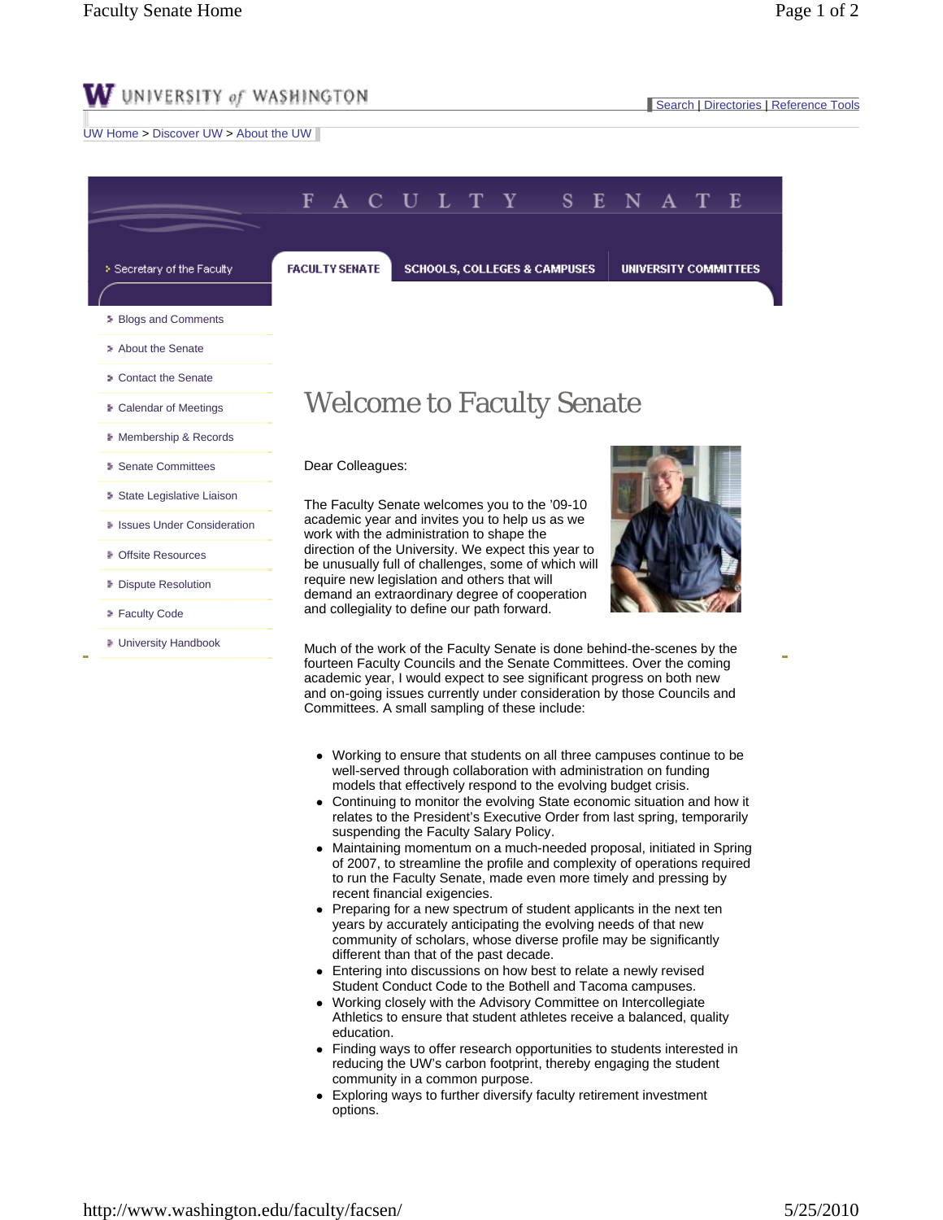UNIVERSITY of WASHINGTON

Search | Directories | Reference Tools

UW Home > Discover UW > About the UW

# FACULTY SENATE

- Secretary of the Faculty

FACULTY SENATE | SCHOOLS, COLLEGES & CAMPUSES | UNIVERSITY COMMITTEES

- Blogs and Comments
- About the Senate
- Contact the Senate
- Calendar of Meetings
- Membership & Records
- Senate Committees
- State Legislative Liaison
- Issues Under Consideration
- Offsite Resources
- Dispute Resolution
- Faculty Code
- University Handbook

## Welcome to Faculty Senate

Dear Colleagues:

The Faculty Senate welcomes you to the '09-10 academic year and invites you to help us as we work with the administration to shape the direction of the University. We expect this year to be unusually full of challenges, some of which will require new legislation and others that will demand an extraordinary degree of cooperation and collegiality to define our path forward.

Much of the work of the Faculty Senate is done behind-the-scenes by the fourteen Faculty Councils and the Senate Committees. Over the coming academic year, I would expect to see significant progress on both new and on-going issues currently under consideration by those Councils and Committees. A small sampling of these include:

- Working to ensure that students on all three campuses continue to be well-served through collaboration with administration on funding models that effectively respond to the evolving budget crisis.
- Continuing to monitor the evolving State economic situation and how it relates to the President's Executive Order from last spring, temporarily suspending the Faculty Salary Policy.
- Maintaining momentum on a much-needed proposal, initiated in Spring of 2007, to streamline the profile and complexity of operations required to run the Faculty Senate, made even more timely and pressing by recent financial exigencies.
- Preparing for a new spectrum of student applicants in the next ten years by accurately anticipating the evolving needs of that new community of scholars, whose diverse profile may be significantly different than that of the past decade.
- Entering into discussions on how best to relate a newly revised Student Conduct Code to the Bothell and Tacoma campuses.
- Working closely with the Advisory Committee on Intercollegiate Athletics to ensure that student athletes receive a balanced, quality education.
- Finding ways to offer research opportunities to students interested in reducing the UW's carbon footprint, thereby engaging the student community in a common purpose.
- Exploring ways to further diversify faculty retirement investment options.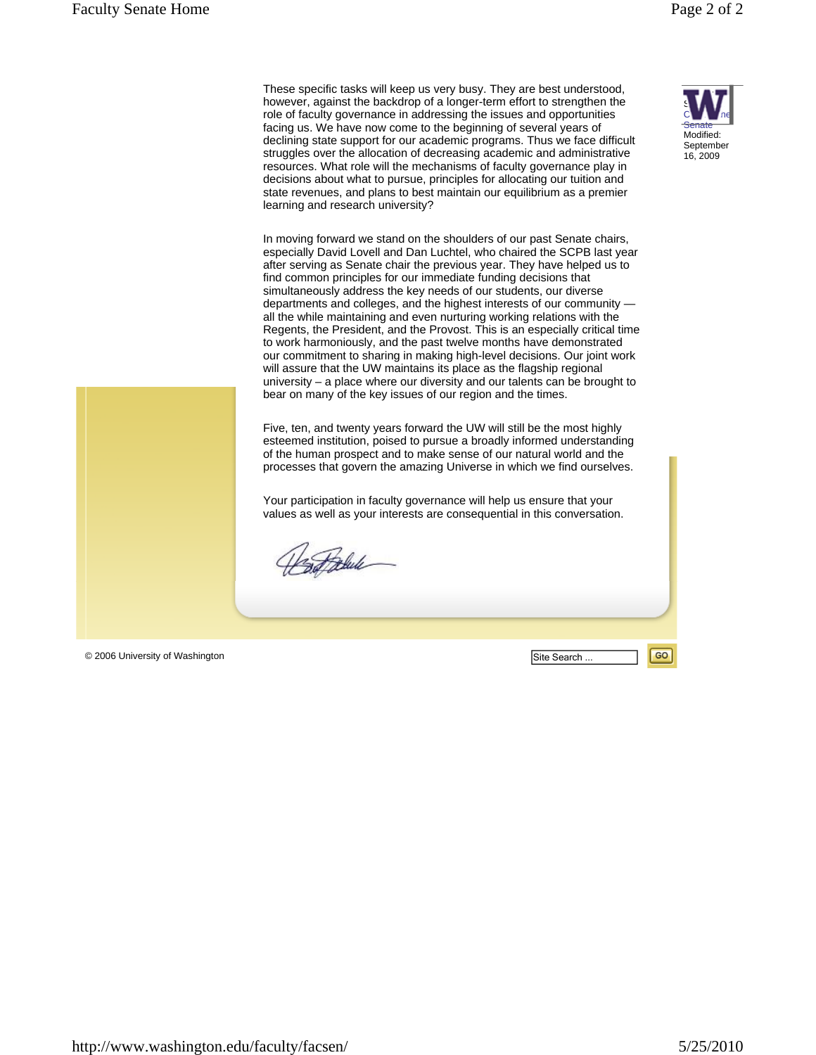These specific tasks will keep us very busy. They are best understood, however, against the backdrop of a longer-term effort to strengthen the role of faculty governance in addressing the issues and opportunities facing us. We have now come to the beginning of several years of declining state support for our academic programs. Thus we face difficult struggles over the allocation of decreasing academic and administrative resources. What role will the mechanisms of faculty governance play in decisions about what to pursue, principles for allocating our tuition and state revenues, and plans to best maintain our equilibrium as a premier learning and research university?

In moving forward we stand on the shoulders of our past Senate chairs, especially David Lovell and Dan Luchtel, who chaired the SCPB last year after serving as Senate chair the previous year. They have helped us to find common principles for our immediate funding decisions that simultaneously address the key needs of our students, our diverse departments and colleges, and the highest interests of our community — all the while maintaining and even nurturing working relations with the Regents, the President, and the Provost. This is an especially critical time to work harmoniously, and the past twelve months have demonstrated our commitment to sharing in making high-level decisions. Our joint work will assure that the UW maintains its place as the flagship regional university – a place where our diversity and our talents can be brought to bear on many of the key issues of our region and the times.

Five, ten, and twenty years forward the UW will still be the most highly esteemed institution, poised to pursue a broadly informed understanding of the human prospect and to make sense of our natural world and the processes that govern the amazing Universe in which we find ourselves.

Your participation in faculty governance will help us ensure that your values as well as your interests are consequential in this conversation.

Modified: September 16, 2009

© 2006 University of Washington

Site Search ... GO